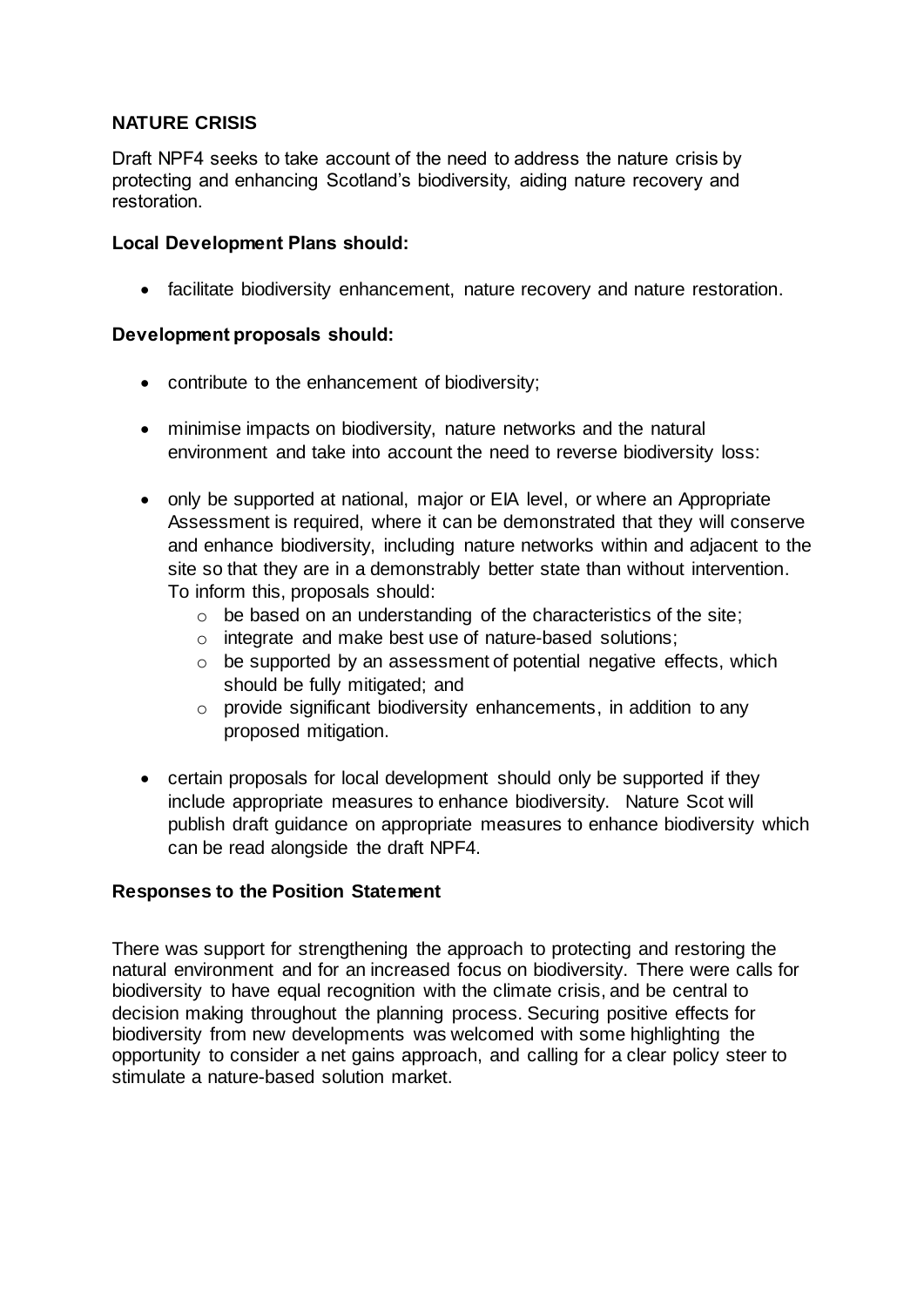## NATURE CRISIS

Draft NPF4 seeks to take account of the need to address the nature crisis by protecting and enhancing Scotland's biodiversity, aiding nature recovery and restoration.

**Local Development Plans should:**

- facilitate biodiversity enhancement, nature recovery and nature restoration.

**Development proposals should:**

- contribute to the enhancement of biodiversity;
- minimise impacts on biodiversity, nature networks and the natural environment and take into account the need to reverse biodiversity loss:
- only be supported at national, major or EIA level, or where an Appropriate Assessment is required, where it can be demonstrated that they will conserve and enhance biodiversity, including nature networks within and adjacent to the site so that they are in a demonstrably better state than without intervention. To inform this, proposals should:
    - be based on an understanding of the characteristics of the site;
    - integrate and make best use of nature-based solutions;
    - be supported by an assessment of potential negative effects, which should be fully mitigated; and
    - provide significant biodiversity enhancements, in addition to any proposed mitigation.
- certain proposals for local development should only be supported if they include appropriate measures to enhance biodiversity. Nature Scot will publish draft guidance on appropriate measures to enhance biodiversity which can be read alongside the draft NPF4.

**Responses to the Position Statement**

There was support for strengthening the approach to protecting and restoring the natural environment and for an increased focus on biodiversity. There were calls for biodiversity to have equal recognition with the climate crisis, and be central to decision making throughout the planning process. Securing positive effects for biodiversity from new developments was welcomed with some highlighting the opportunity to consider a net gains approach, and calling for a clear policy steer to stimulate a nature-based solution market.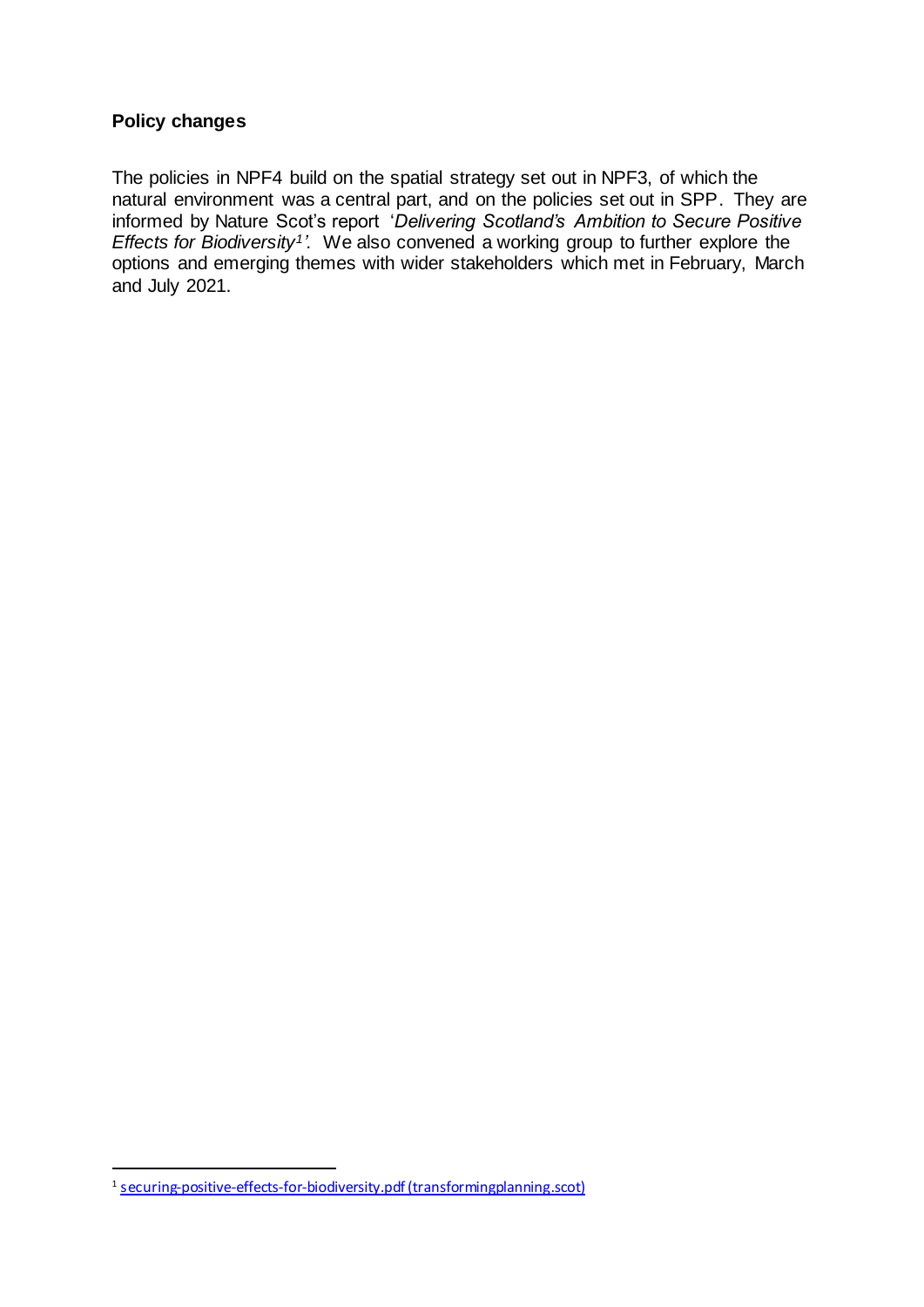**Policy changes**

The policies in NPF4 build on the spatial strategy set out in NPF3, of which the natural environment was a central part, and on the policies set out in SPP. They are informed by Nature Scot's report '*Delivering Scotland's Ambition to Secure Positive Effects for Biodiversity*[1]'. We also convened a working group to further explore the options and emerging themes with wider stakeholders which met in February, March and July 2021.

---

[1] securing-positive-effects-for-biodiversity.pdf (transformingplanning.scot)